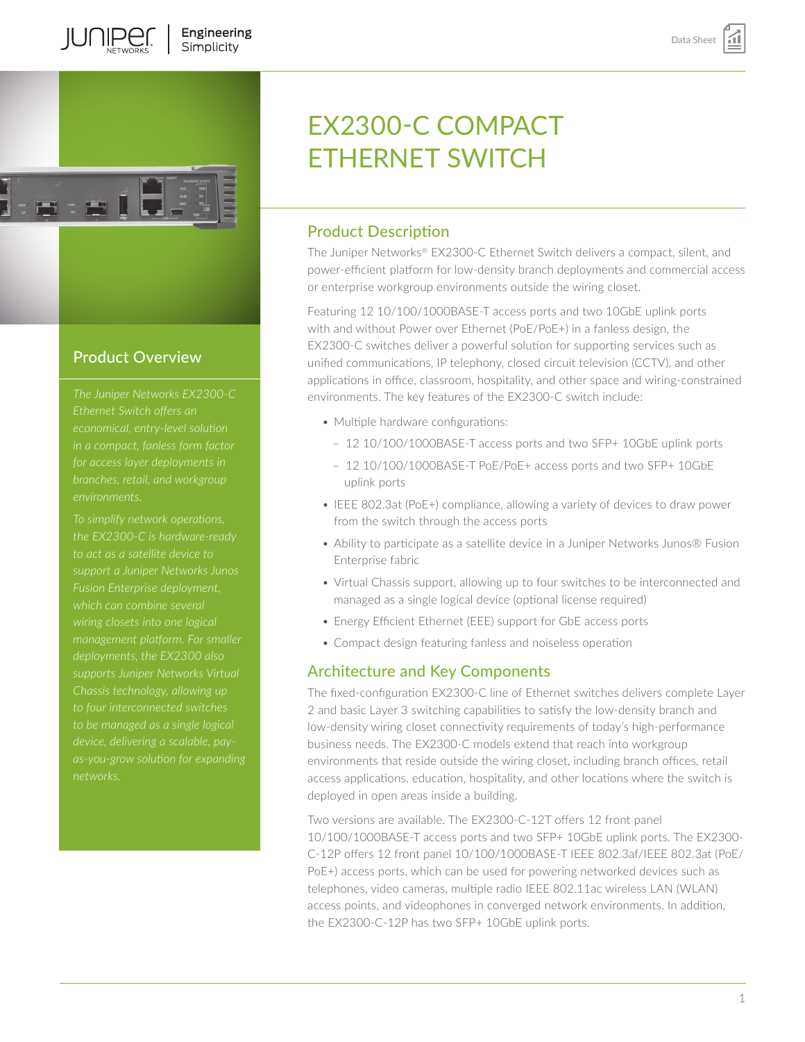# EX2300-C COMPACT ETHERNET SWITCH

## Product Overview

*The Juniper Networks EX2300-C Ethernet Switch offers an economical, entry-level solution in a compact, fanless form factor for access layer deployments in branches, retail, and workgroup environments.*

*To simplify network operations, the EX2300-C is hardware-ready to act as a satellite device to support a Juniper Networks Junos Fusion Enterprise deployment, which can combine several wiring closets into one logical management platform. For smaller deployments, the EX2300 also supports Juniper Networks Virtual Chassis technology, allowing up to four interconnected switches to be managed as a single logical device, delivering a scalable, pay-as-you-grow solution for expanding networks.*

## Product Description

The Juniper Networks® EX2300-C Ethernet Switch delivers a compact, silent, and power-efficient platform for low-density branch deployments and commercial access or enterprise workgroup environments outside the wiring closet.

Featuring 12 10/100/1000BASE-T access ports and two 10GbE uplink ports with and without Power over Ethernet (PoE/PoE+) in a fanless design, the EX2300-C switches deliver a powerful solution for supporting services such as unified communications, IP telephony, closed circuit television (CCTV), and other applications in office, classroom, hospitality, and other space and wiring-constrained environments. The key features of the EX2300-C switch include:

- Multiple hardware configurations:
  - 12 10/100/1000BASE-T access ports and two SFP+ 10GbE uplink ports
  - 12 10/100/1000BASE-T PoE/PoE+ access ports and two SFP+ 10GbE uplink ports
- IEEE 802.3at (PoE+) compliance, allowing a variety of devices to draw power from the switch through the access ports
- Ability to participate as a satellite device in a Juniper Networks Junos® Fusion Enterprise fabric
- Virtual Chassis support, allowing up to four switches to be interconnected and managed as a single logical device (optional license required)
- Energy Efficient Ethernet (EEE) support for GbE access ports
- Compact design featuring fanless and noiseless operation

## Architecture and Key Components

The fixed-configuration EX2300-C line of Ethernet switches delivers complete Layer 2 and basic Layer 3 switching capabilities to satisfy the low-density branch and low-density wiring closet connectivity requirements of today's high-performance business needs. The EX2300-C models extend that reach into workgroup environments that reside outside the wiring closet, including branch offices, retail access applications, education, hospitality, and other locations where the switch is deployed in open areas inside a building.

Two versions are available. The EX2300-C-12T offers 12 front panel 10/100/1000BASE-T access ports and two SFP+ 10GbE uplink ports. The EX2300-C-12P offers 12 front panel 10/100/1000BASE-T IEEE 802.3af/IEEE 802.3at (PoE/PoE+) access ports, which can be used for powering networked devices such as telephones, video cameras, multiple radio IEEE 802.11ac wireless LAN (WLAN) access points, and videophones in converged network environments. In addition, the EX2300-C-12P has two SFP+ 10GbE uplink ports.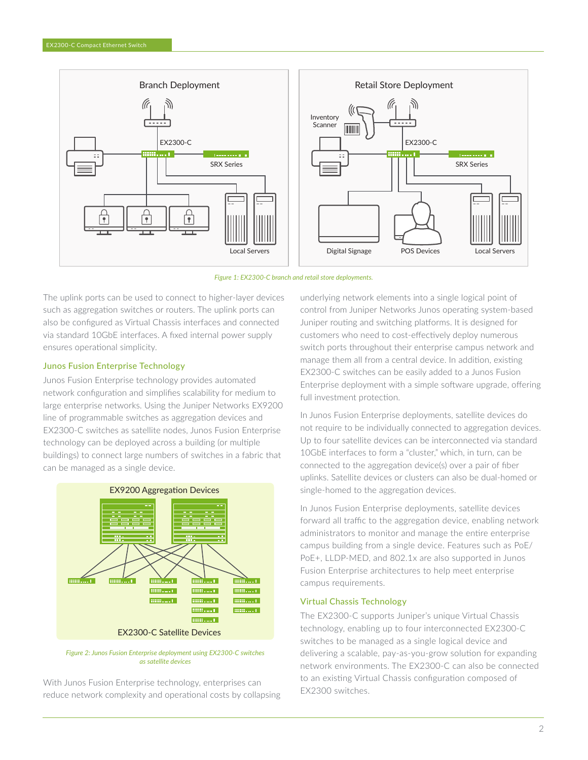Figure 1: EX2300-C branch and retail store deployments.

The uplink ports can be used to connect to higher-layer devices such as aggregation switches or routers. The uplink ports can also be configured as Virtual Chassis interfaces and connected via standard 10GbE interfaces. A fixed internal power supply ensures operational simplicity.

### Junos Fusion Enterprise Technology

Junos Fusion Enterprise technology provides automated network configuration and simplifies scalability for medium to large enterprise networks. Using the Juniper Networks EX9200 line of programmable switches as aggregation devices and EX2300-C switches as satellite nodes, Junos Fusion Enterprise technology can be deployed across a building (or multiple buildings) to connect large numbers of switches in a fabric that can be managed as a single device.

Figure 2: Junos Fusion Enterprise deployment using EX2300-C switches as satellite devices

With Junos Fusion Enterprise technology, enterprises can reduce network complexity and operational costs by collapsing underlying network elements into a single logical point of control from Juniper Networks Junos operating system-based Juniper routing and switching platforms. It is designed for customers who need to cost-effectively deploy numerous switch ports throughout their enterprise campus network and manage them all from a central device. In addition, existing EX2300-C switches can be easily added to a Junos Fusion Enterprise deployment with a simple software upgrade, offering full investment protection.

In Junos Fusion Enterprise deployments, satellite devices do not require to be individually connected to aggregation devices. Up to four satellite devices can be interconnected via standard 10GbE interfaces to form a "cluster," which, in turn, can be connected to the aggregation device(s) over a pair of fiber uplinks. Satellite devices or clusters can also be dual-homed or single-homed to the aggregation devices.

In Junos Fusion Enterprise deployments, satellite devices forward all traffic to the aggregation device, enabling network administrators to monitor and manage the entire enterprise campus building from a single device. Features such as PoE/PoE+, LLDP-MED, and 802.1x are also supported in Junos Fusion Enterprise architectures to help meet enterprise campus requirements.

### Virtual Chassis Technology

The EX2300-C supports Juniper's unique Virtual Chassis technology, enabling up to four interconnected EX2300-C switches to be managed as a single logical device and delivering a scalable, pay-as-you-grow solution for expanding network environments. The EX2300-C can also be connected to an existing Virtual Chassis configuration composed of EX2300 switches.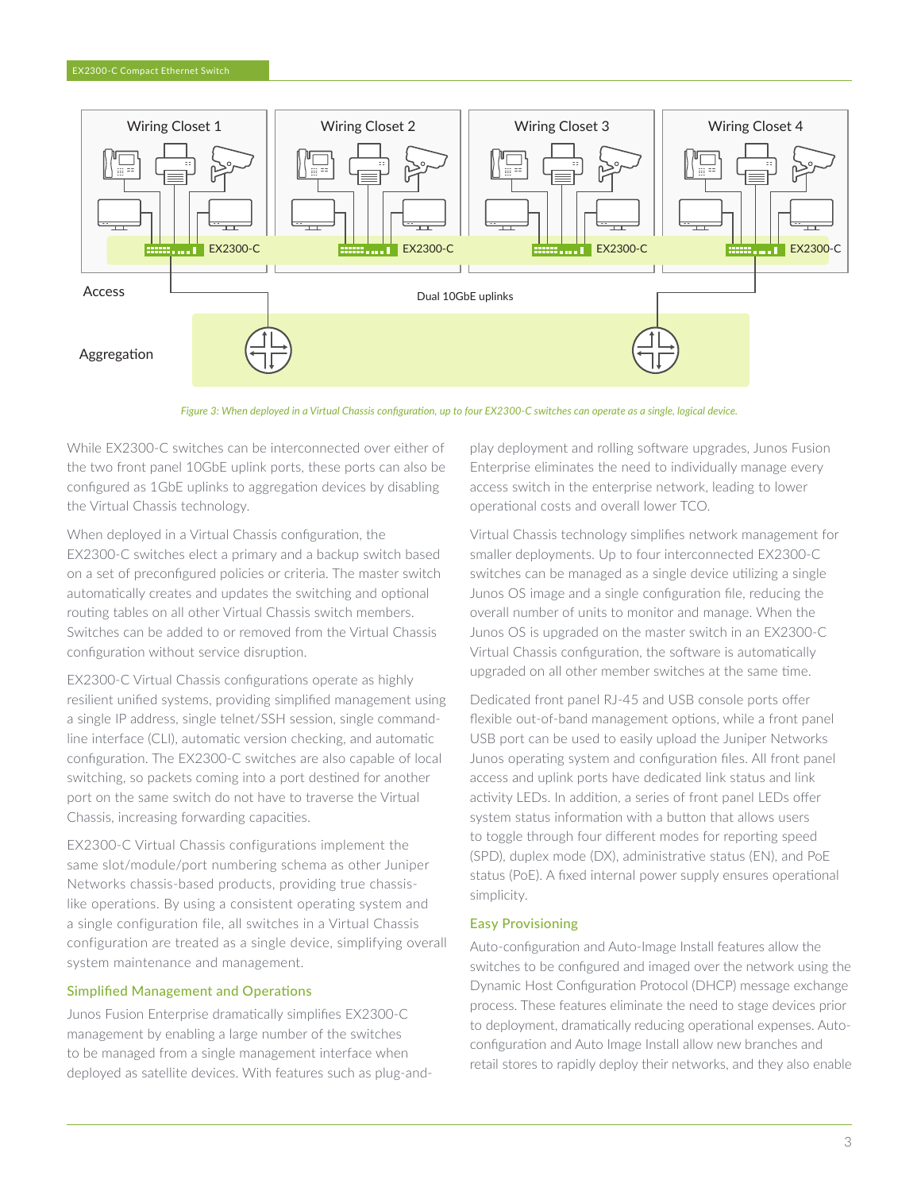*Figure 3: When deployed in a Virtual Chassis configuration, up to four EX2300-C switches can operate as a single, logical device.*

While EX2300-C switches can be interconnected over either of the two front panel 10GbE uplink ports, these ports can also be configured as 1GbE uplinks to aggregation devices by disabling the Virtual Chassis technology.

When deployed in a Virtual Chassis configuration, the EX2300-C switches elect a primary and a backup switch based on a set of preconfigured policies or criteria. The master switch automatically creates and updates the switching and optional routing tables on all other Virtual Chassis switch members. Switches can be added to or removed from the Virtual Chassis configuration without service disruption.

EX2300-C Virtual Chassis configurations operate as highly resilient unified systems, providing simplified management using a single IP address, single telnet/SSH session, single command-line interface (CLI), automatic version checking, and automatic configuration. The EX2300-C switches are also capable of local switching, so packets coming into a port destined for another port on the same switch do not have to traverse the Virtual Chassis, increasing forwarding capacities.

EX2300-C Virtual Chassis configurations implement the same slot/module/port numbering schema as other Juniper Networks chassis-based products, providing true chassis-like operations. By using a consistent operating system and a single configuration file, all switches in a Virtual Chassis configuration are treated as a single device, simplifying overall system maintenance and management.

## Simplified Management and Operations

Junos Fusion Enterprise dramatically simplifies EX2300-C management by enabling a large number of the switches to be managed from a single management interface when deployed as satellite devices. With features such as plug-and-play deployment and rolling software upgrades, Junos Fusion Enterprise eliminates the need to individually manage every access switch in the enterprise network, leading to lower operational costs and overall lower TCO.

Virtual Chassis technology simplifies network management for smaller deployments. Up to four interconnected EX2300-C switches can be managed as a single device utilizing a single Junos OS image and a single configuration file, reducing the overall number of units to monitor and manage. When the Junos OS is upgraded on the master switch in an EX2300-C Virtual Chassis configuration, the software is automatically upgraded on all other member switches at the same time.

Dedicated front panel RJ-45 and USB console ports offer flexible out-of-band management options, while a front panel USB port can be used to easily upload the Juniper Networks Junos operating system and configuration files. All front panel access and uplink ports have dedicated link status and link activity LEDs. In addition, a series of front panel LEDs offer system status information with a button that allows users to toggle through four different modes for reporting speed (SPD), duplex mode (DX), administrative status (EN), and PoE status (PoE). A fixed internal power supply ensures operational simplicity.

## Easy Provisioning

Auto-configuration and Auto-Image Install features allow the switches to be configured and imaged over the network using the Dynamic Host Configuration Protocol (DHCP) message exchange process. These features eliminate the need to stage devices prior to deployment, dramatically reducing operational expenses. Auto-configuration and Auto Image Install allow new branches and retail stores to rapidly deploy their networks, and they also enable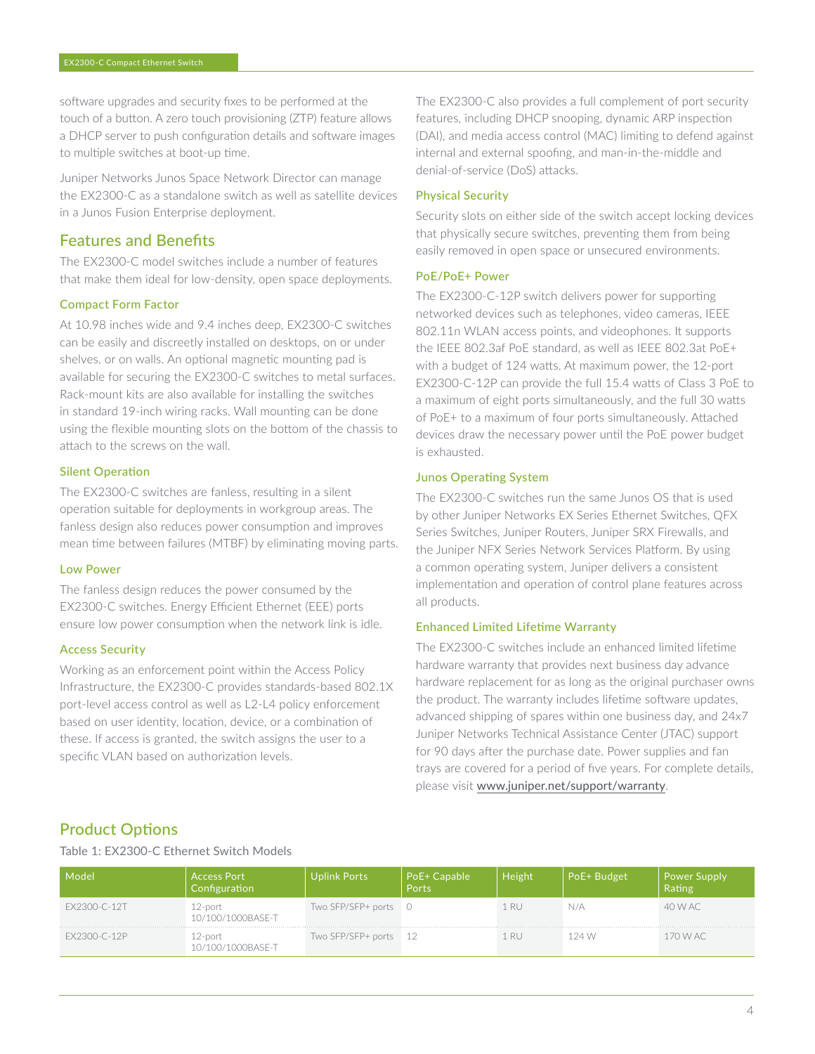software upgrades and security fixes to be performed at the touch of a button. A zero touch provisioning (ZTP) feature allows a DHCP server to push configuration details and software images to multiple switches at boot-up time.

Juniper Networks Junos Space Network Director can manage the EX2300-C as a standalone switch as well as satellite devices in a Junos Fusion Enterprise deployment.

## Features and Benefits

The EX2300-C model switches include a number of features that make them ideal for low-density, open space deployments.

### Compact Form Factor

At 10.98 inches wide and 9.4 inches deep, EX2300-C switches can be easily and discreetly installed on desktops, on or under shelves, or on walls. An optional magnetic mounting pad is available for securing the EX2300-C switches to metal surfaces. Rack-mount kits are also available for installing the switches in standard 19-inch wiring racks. Wall mounting can be done using the flexible mounting slots on the bottom of the chassis to attach to the screws on the wall.

### Silent Operation

The EX2300-C switches are fanless, resulting in a silent operation suitable for deployments in workgroup areas. The fanless design also reduces power consumption and improves mean time between failures (MTBF) by eliminating moving parts.

### Low Power

The fanless design reduces the power consumed by the EX2300-C switches. Energy Efficient Ethernet (EEE) ports ensure low power consumption when the network link is idle.

### Access Security

Working as an enforcement point within the Access Policy Infrastructure, the EX2300-C provides standards-based 802.1X port-level access control as well as L2-L4 policy enforcement based on user identity, location, device, or a combination of these. If access is granted, the switch assigns the user to a specific VLAN based on authorization levels.

The EX2300-C also provides a full complement of port security features, including DHCP snooping, dynamic ARP inspection (DAI), and media access control (MAC) limiting to defend against internal and external spoofing, and man-in-the-middle and denial-of-service (DoS) attacks.

### Physical Security

Security slots on either side of the switch accept locking devices that physically secure switches, preventing them from being easily removed in open space or unsecured environments.

### PoE/PoE+ Power

The EX2300-C-12P switch delivers power for supporting networked devices such as telephones, video cameras, IEEE 802.11n WLAN access points, and videophones. It supports the IEEE 802.3af PoE standard, as well as IEEE 802.3at PoE+ with a budget of 124 watts. At maximum power, the 12-port EX2300-C-12P can provide the full 15.4 watts of Class 3 PoE to a maximum of eight ports simultaneously, and the full 30 watts of PoE+ to a maximum of four ports simultaneously. Attached devices draw the necessary power until the PoE power budget is exhausted.

### Junos Operating System

The EX2300-C switches run the same Junos OS that is used by other Juniper Networks EX Series Ethernet Switches, QFX Series Switches, Juniper Routers, Juniper SRX Firewalls, and the Juniper NFX Series Network Services Platform. By using a common operating system, Juniper delivers a consistent implementation and operation of control plane features across all products.

### Enhanced Limited Lifetime Warranty

The EX2300-C switches include an enhanced limited lifetime hardware warranty that provides next business day advance hardware replacement for as long as the original purchaser owns the product. The warranty includes lifetime software updates, advanced shipping of spares within one business day, and 24x7 Juniper Networks Technical Assistance Center (JTAC) support for 90 days after the purchase date. Power supplies and fan trays are covered for a period of five years. For complete details, please visit www.juniper.net/support/warranty.

## Product Options

Table 1: EX2300-C Ethernet Switch Models

| Model | Access Port Configuration | Uplink Ports | PoE+ Capable Ports | Height | PoE+ Budget | Power Supply Rating |
|---|---|---|---|---|---|---|
| EX2300-C-12T | 12-port 10/100/1000BASE-T | Two SFP/SFP+ ports | 0 | 1 RU | N/A | 40 W AC |
| EX2300-C-12P | 12-port 10/100/1000BASE-T | Two SFP/SFP+ ports | 12 | 1 RU | 124 W | 170 W AC |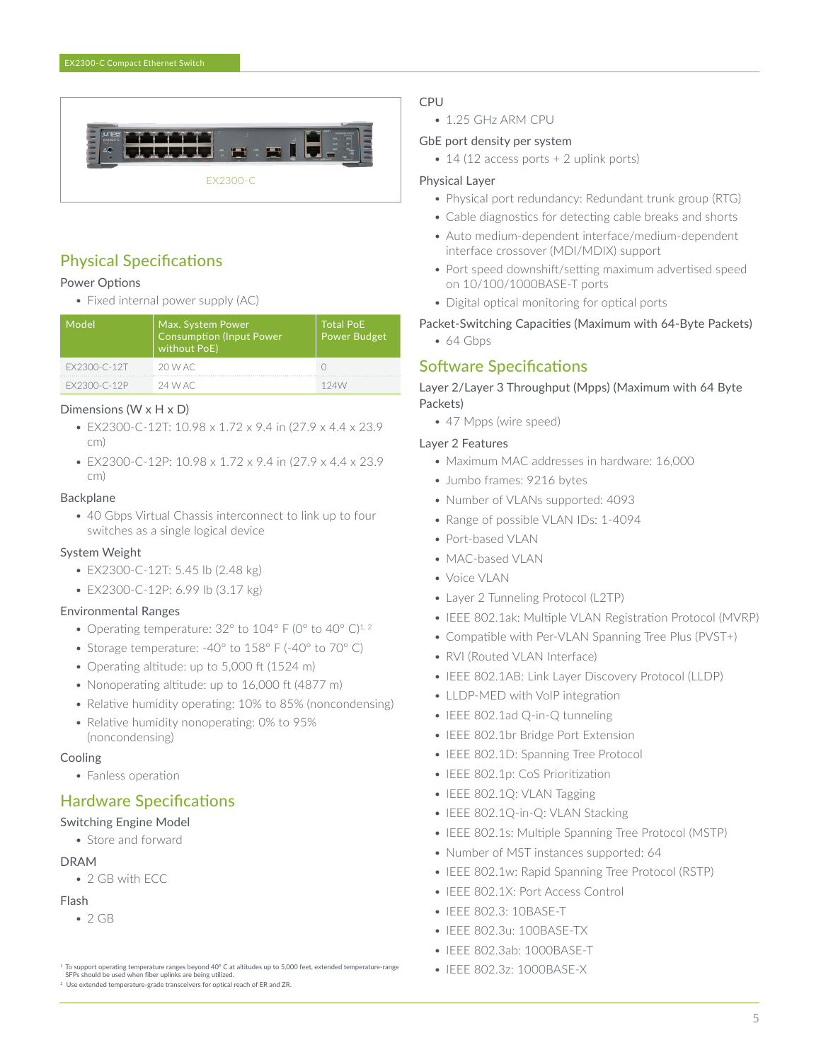EX2300-C

## Physical Specifications

### Power Options

- Fixed internal power supply (AC)

| Model | Max. System Power Consumption (Input Power without PoE) | Total PoE Power Budget |
| --- | --- | --- |
| EX2300-C-12T | 20 W AC | 0 |
| EX2300-C-12P | 24 W AC | 124W |

### Dimensions (W x H x D)

- EX2300-C-12T: 10.98 x 1.72 x 9.4 in (27.9 x 4.4 x 23.9 cm)
- EX2300-C-12P: 10.98 x 1.72 x 9.4 in (27.9 x 4.4 x 23.9 cm)

### Backplane

- 40 Gbps Virtual Chassis interconnect to link up to four switches as a single logical device

### System Weight

- EX2300-C-12T: 5.45 lb (2.48 kg)
- EX2300-C-12P: 6.99 lb (3.17 kg)

### Environmental Ranges

- Operating temperature: 32° to 104° F (0° to 40° C)[1, 2]
- Storage temperature: -40° to 158° F (-40° to 70° C)
- Operating altitude: up to 5,000 ft (1524 m)
- Nonoperating altitude: up to 16,000 ft (4877 m)
- Relative humidity operating: 10% to 85% (noncondensing)
- Relative humidity nonoperating: 0% to 95% (noncondensing)

### Cooling

- Fanless operation

## Hardware Specifications

### Switching Engine Model

- Store and forward

### DRAM

- 2 GB with ECC

### Flash

- 2 GB

### CPU

- 1.25 GHz ARM CPU

### GbE port density per system

- 14 (12 access ports + 2 uplink ports)

### Physical Layer

- Physical port redundancy: Redundant trunk group (RTG)
- Cable diagnostics for detecting cable breaks and shorts
- Auto medium-dependent interface/medium-dependent interface crossover (MDI/MDIX) support
- Port speed downshift/setting maximum advertised speed on 10/100/1000BASE-T ports
- Digital optical monitoring for optical ports

### Packet-Switching Capacities (Maximum with 64-Byte Packets)

- 64 Gbps

## Software Specifications

### Layer 2/Layer 3 Throughput (Mpps) (Maximum with 64 Byte Packets)

- 47 Mpps (wire speed)

### Layer 2 Features

- Maximum MAC addresses in hardware: 16,000
- Jumbo frames: 9216 bytes
- Number of VLANs supported: 4093
- Range of possible VLAN IDs: 1-4094
- Port-based VLAN
- MAC-based VLAN
- Voice VLAN
- Layer 2 Tunneling Protocol (L2TP)
- IEEE 802.1ak: Multiple VLAN Registration Protocol (MVRP)
- Compatible with Per-VLAN Spanning Tree Plus (PVST+)
- RVI (Routed VLAN Interface)
- IEEE 802.1AB: Link Layer Discovery Protocol (LLDP)
- LLDP-MED with VoIP integration
- IEEE 802.1ad Q-in-Q tunneling
- IEEE 802.1br Bridge Port Extension
- IEEE 802.1D: Spanning Tree Protocol
- IEEE 802.1p: CoS Prioritization
- IEEE 802.1Q: VLAN Tagging
- IEEE 802.1Q-in-Q: VLAN Stacking
- IEEE 802.1s: Multiple Spanning Tree Protocol (MSTP)
- Number of MST instances supported: 64
- IEEE 802.1w: Rapid Spanning Tree Protocol (RSTP)
- IEEE 802.1X: Port Access Control
- IEEE 802.3: 10BASE-T
- IEEE 802.3u: 100BASE-TX
- IEEE 802.3ab: 1000BASE-T
- IEEE 802.3z: 1000BASE-X

[1] To support operating temperature ranges beyond 40° C at altitudes up to 5,000 feet, extended temperature-range SFPs should be used when fiber uplinks are being utilized.

[2] Use extended temperature-grade transceivers for optical reach of ER and ZR.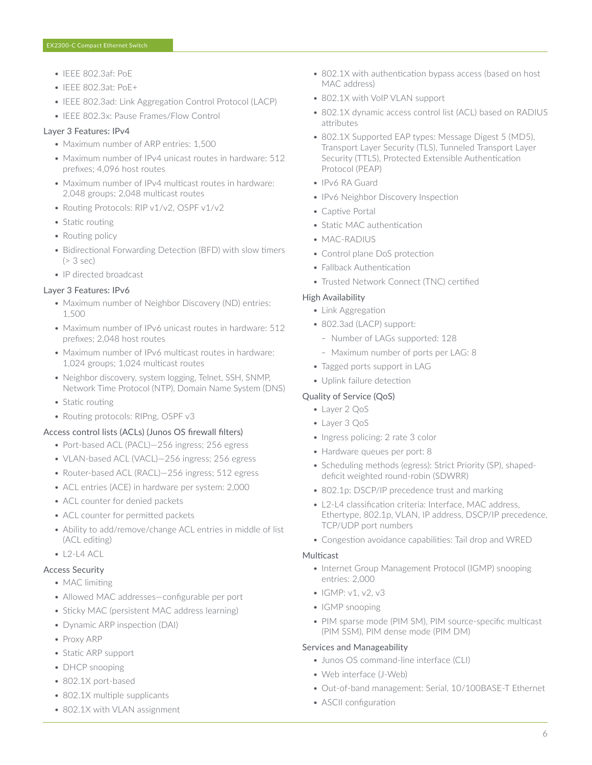- IEEE 802.3af: PoE
- IEEE 802.3at: PoE+
- IEEE 802.3ad: Link Aggregation Control Protocol (LACP)
- IEEE 802.3x: Pause Frames/Flow Control

### Layer 3 Features: IPv4

- Maximum number of ARP entries: 1,500
- Maximum number of IPv4 unicast routes in hardware: 512 prefixes; 4,096 host routes
- Maximum number of IPv4 multicast routes in hardware: 2,048 groups; 2,048 multicast routes
- Routing Protocols: RIP v1/v2, OSPF v1/v2
- Static routing
- Routing policy
- Bidirectional Forwarding Detection (BFD) with slow timers (> 3 sec)
- IP directed broadcast

### Layer 3 Features: IPv6

- Maximum number of Neighbor Discovery (ND) entries: 1,500
- Maximum number of IPv6 unicast routes in hardware: 512 prefixes; 2,048 host routes
- Maximum number of IPv6 multicast routes in hardware: 1,024 groups; 1,024 multicast routes
- Neighbor discovery, system logging, Telnet, SSH, SNMP, Network Time Protocol (NTP), Domain Name System (DNS)
- Static routing
- Routing protocols: RIPng, OSPF v3

### Access control lists (ACLs) (Junos OS firewall filters)

- Port-based ACL (PACL)—256 ingress; 256 egress
- VLAN-based ACL (VACL)—256 ingress; 256 egress
- Router-based ACL (RACL)—256 ingress; 512 egress
- ACL entries (ACE) in hardware per system: 2,000
- ACL counter for denied packets
- ACL counter for permitted packets
- Ability to add/remove/change ACL entries in middle of list (ACL editing)
- L2-L4 ACL

### Access Security

- MAC limiting
- Allowed MAC addresses—configurable per port
- Sticky MAC (persistent MAC address learning)
- Dynamic ARP inspection (DAI)
- Proxy ARP
- Static ARP support
- DHCP snooping
- 802.1X port-based
- 802.1X multiple supplicants
- 802.1X with VLAN assignment
- 802.1X with authentication bypass access (based on host MAC address)
- 802.1X with VoIP VLAN support
- 802.1X dynamic access control list (ACL) based on RADIUS attributes
- 802.1X Supported EAP types: Message Digest 5 (MD5), Transport Layer Security (TLS), Tunneled Transport Layer Security (TTLS), Protected Extensible Authentication Protocol (PEAP)
- IPv6 RA Guard
- IPv6 Neighbor Discovery Inspection
- Captive Portal
- Static MAC authentication
- MAC-RADIUS
- Control plane DoS protection
- Fallback Authentication
- Trusted Network Connect (TNC) certified

### High Availability

- Link Aggregation
- 802.3ad (LACP) support:
  - Number of LAGs supported: 128
  - Maximum number of ports per LAG: 8
- Tagged ports support in LAG
- Uplink failure detection

### Quality of Service (QoS)

- Layer 2 QoS
- Layer 3 QoS
- Ingress policing: 2 rate 3 color
- Hardware queues per port: 8
- Scheduling methods (egress): Strict Priority (SP), shaped-deficit weighted round-robin (SDWRR)
- 802.1p: DSCP/IP precedence trust and marking
- L2-L4 classification criteria: Interface, MAC address, Ethertype, 802.1p, VLAN, IP address, DSCP/IP precedence, TCP/UDP port numbers
- Congestion avoidance capabilities: Tail drop and WRED

### Multicast

- Internet Group Management Protocol (IGMP) snooping entries: 2,000
- IGMP: v1, v2, v3
- IGMP snooping
- PIM sparse mode (PIM SM), PIM source-specific multicast (PIM SSM), PIM dense mode (PIM DM)

### Services and Manageability

- Junos OS command-line interface (CLI)
- Web interface (J-Web)
- Out-of-band management: Serial, 10/100BASE-T Ethernet
- ASCII configuration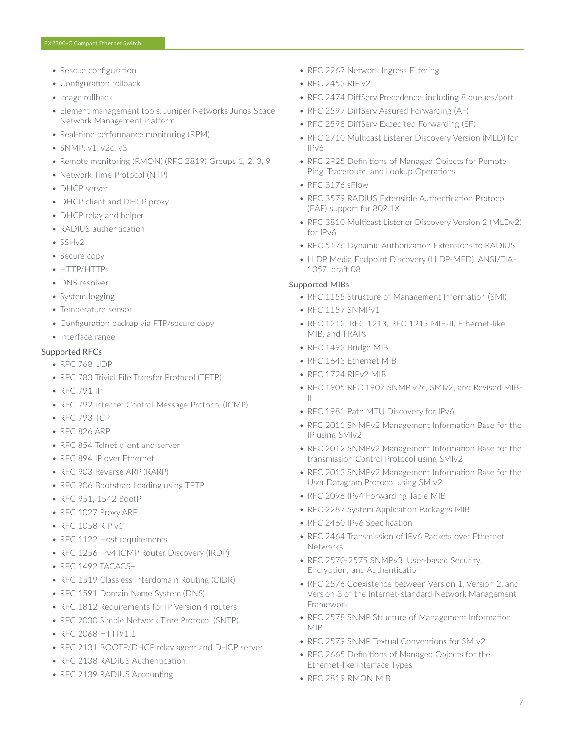- Rescue configuration
- Configuration rollback
- Image rollback
- Element management tools: Juniper Networks Junos Space Network Management Platform
- Real-time performance monitoring (RPM)
- SNMP: v1, v2c, v3
- Remote monitoring (RMON) (RFC 2819) Groups 1, 2, 3, 9
- Network Time Protocol (NTP)
- DHCP server
- DHCP client and DHCP proxy
- DHCP relay and helper
- RADIUS authentication
- SSHv2
- Secure copy
- HTTP/HTTPs
- DNS resolver
- System logging
- Temperature sensor
- Configuration backup via FTP/secure copy
- Interface range

### Supported RFCs

- RFC 768 UDP
- RFC 783 Trivial File Transfer Protocol (TFTP)
- RFC 791 IP
- RFC 792 Internet Control Message Protocol (ICMP)
- RFC 793 TCP
- RFC 826 ARP
- RFC 854 Telnet client and server
- RFC 894 IP over Ethernet
- RFC 903 Reverse ARP (RARP)
- RFC 906 Bootstrap Loading using TFTP
- RFC 951, 1542 BootP
- RFC 1027 Proxy ARP
- RFC 1058 RIP v1
- RFC 1122 Host requirements
- RFC 1256 IPv4 ICMP Router Discovery (IRDP)
- RFC 1492 TACACS+
- RFC 1519 Classless Interdomain Routing (CIDR)
- RFC 1591 Domain Name System (DNS)
- RFC 1812 Requirements for IP Version 4 routers
- RFC 2030 Simple Network Time Protocol (SNTP)
- RFC 2068 HTTP/1.1
- RFC 2131 BOOTP/DHCP relay agent and DHCP server
- RFC 2138 RADIUS Authentication
- RFC 2139 RADIUS Accounting
- RFC 2267 Network Ingress Filtering
- RFC 2453 RIP v2
- RFC 2474 DiffServ Precedence, including 8 queues/port
- RFC 2597 DiffServ Assured Forwarding (AF)
- RFC 2598 DiffServ Expedited Forwarding (EF)
- RFC 2710 Multicast Listener Discovery Version (MLD) for IPv6
- RFC 2925 Definitions of Managed Objects for Remote Ping, Traceroute, and Lookup Operations
- RFC 3176 sFlow
- RFC 3579 RADIUS Extensible Authentication Protocol (EAP) support for 802.1X
- RFC 3810 Multicast Listener Discovery Version 2 (MLDv2) for IPv6
- RFC 5176 Dynamic Authorization Extensions to RADIUS
- LLDP Media Endpoint Discovery (LLDP-MED), ANSI/TIA-1057, draft 08

### Supported MIBs

- RFC 1155 Structure of Management Information (SMI)
- RFC 1157 SNMPv1
- RFC 1212, RFC 1213, RFC 1215 MIB-II, Ethernet-like MIB, and TRAPs
- RFC 1493 Bridge MIB
- RFC 1643 Ethernet MIB
- RFC 1724 RIPv2 MIB
- RFC 1905 RFC 1907 SNMP v2c, SMIv2, and Revised MIB-II
- RFC 1981 Path MTU Discovery for IPv6
- RFC 2011 SNMPv2 Management Information Base for the IP using SMIv2
- RFC 2012 SNMPv2 Management Information Base for the transmission Control Protocol using SMIv2
- RFC 2013 SNMPv2 Management Information Base for the User Datagram Protocol using SMIv2
- RFC 2096 IPv4 Forwarding Table MIB
- RFC 2287 System Application Packages MIB
- RFC 2460 IPv6 Specification
- RFC 2464 Transmission of IPv6 Packets over Ethernet Networks
- RFC 2570-2575 SNMPv3, User-based Security, Encryption, and Authentication
- RFC 2576 Coexistence between Version 1, Version 2, and Version 3 of the Internet-standard Network Management Framework
- RFC 2578 SNMP Structure of Management Information MIB
- RFC 2579 SNMP Textual Conventions for SMIv2
- RFC 2665 Definitions of Managed Objects for the Ethernet-like Interface Types
- RFC 2819 RMON MIB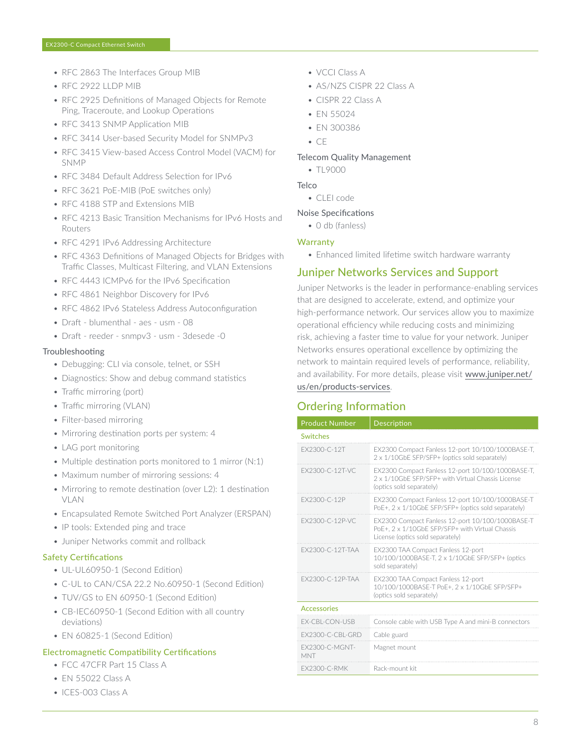- RFC 2863 The Interfaces Group MIB
- RFC 2922 LLDP MIB
- RFC 2925 Definitions of Managed Objects for Remote Ping, Traceroute, and Lookup Operations
- RFC 3413 SNMP Application MIB
- RFC 3414 User-based Security Model for SNMPv3
- RFC 3415 View-based Access Control Model (VACM) for SNMP
- RFC 3484 Default Address Selection for IPv6
- RFC 3621 PoE-MIB (PoE switches only)
- RFC 4188 STP and Extensions MIB
- RFC 4213 Basic Transition Mechanisms for IPv6 Hosts and Routers
- RFC 4291 IPv6 Addressing Architecture
- RFC 4363 Definitions of Managed Objects for Bridges with Traffic Classes, Multicast Filtering, and VLAN Extensions
- RFC 4443 ICMPv6 for the IPv6 Specification
- RFC 4861 Neighbor Discovery for IPv6
- RFC 4862 IPv6 Stateless Address Autoconfiguration
- Draft - blumenthal - aes - usm - 08
- Draft - reeder - snmpv3 - usm - 3desede -0

Troubleshooting

- Debugging: CLI via console, telnet, or SSH
- Diagnostics: Show and debug command statistics
- Traffic mirroring (port)
- Traffic mirroring (VLAN)
- Filter-based mirroring
- Mirroring destination ports per system: 4
- LAG port monitoring
- Multiple destination ports monitored to 1 mirror (N:1)
- Maximum number of mirroring sessions: 4
- Mirroring to remote destination (over L2): 1 destination VLAN
- Encapsulated Remote Switched Port Analyzer (ERSPAN)
- IP tools: Extended ping and trace
- Juniper Networks commit and rollback

### Safety Certifications

- UL-UL60950-1 (Second Edition)
- C-UL to CAN/CSA 22.2 No.60950-1 (Second Edition)
- TUV/GS to EN 60950-1 (Second Edition)
- CB-IEC60950-1 (Second Edition with all country deviations)
- EN 60825-1 (Second Edition)

### Electromagnetic Compatibility Certifications

- FCC 47CFR Part 15 Class A
- EN 55022 Class A
- ICES-003 Class A
- VCCI Class A
- AS/NZS CISPR 22 Class A
- CISPR 22 Class A
- EN 55024
- EN 300386
- CE

Telecom Quality Management

- TL9000

Telco

- CLEI code

Noise Specifications

- 0 db (fanless)

### Warranty

- Enhanced limited lifetime switch hardware warranty

## Juniper Networks Services and Support

Juniper Networks is the leader in performance-enabling services that are designed to accelerate, extend, and optimize your high-performance network. Our services allow you to maximize operational efficiency while reducing costs and minimizing risk, achieving a faster time to value for your network. Juniper Networks ensures operational excellence by optimizing the network to maintain required levels of performance, reliability, and availability. For more details, please visit www.juniper.net/us/en/products-services.

## Ordering Information

| Product Number | Description |
|---|---|
| **Switches** | |
| EX2300-C-12T | EX2300 Compact Fanless 12-port 10/100/1000BASE-T, 2 x 1/10GbE SFP/SFP+ (optics sold separately) |
| EX2300-C-12T-VC | EX2300 Compact Fanless 12-port 10/100/1000BASE-T, 2 x 1/10GbE SFP/SFP+ with Virtual Chassis License (optics sold separately) |
| EX2300-C-12P | EX2300 Compact Fanless 12-port 10/100/1000BASE-T PoE+, 2 x 1/10GbE SFP/SFP+ (optics sold separately) |
| EX2300-C-12P-VC | EX2300 Compact Fanless 12-port 10/100/1000BASE-T PoE+, 2 x 1/10GbE SFP/SFP+ with Virtual Chassis License (optics sold separately) |
| EX2300-C-12T-TAA | EX2300 TAA Compact Fanless 12-port 10/100/1000BASE-T, 2 x 1/10GbE SFP/SFP+ (optics sold separately) |
| EX2300-C-12P-TAA | EX2300 TAA Compact Fanless 12-port 10/100/1000BASE-T PoE+, 2 x 1/10GbE SFP/SFP+ (optics sold separately) |
| **Accessories** | |
| EX-CBL-CON-USB | Console cable with USB Type A and mini-B connectors |
| EX2300-C-CBL-GRD | Cable guard |
| EX2300-C-MGNT-MNT | Magnet mount |
| EX2300-C-RMK | Rack-mount kit |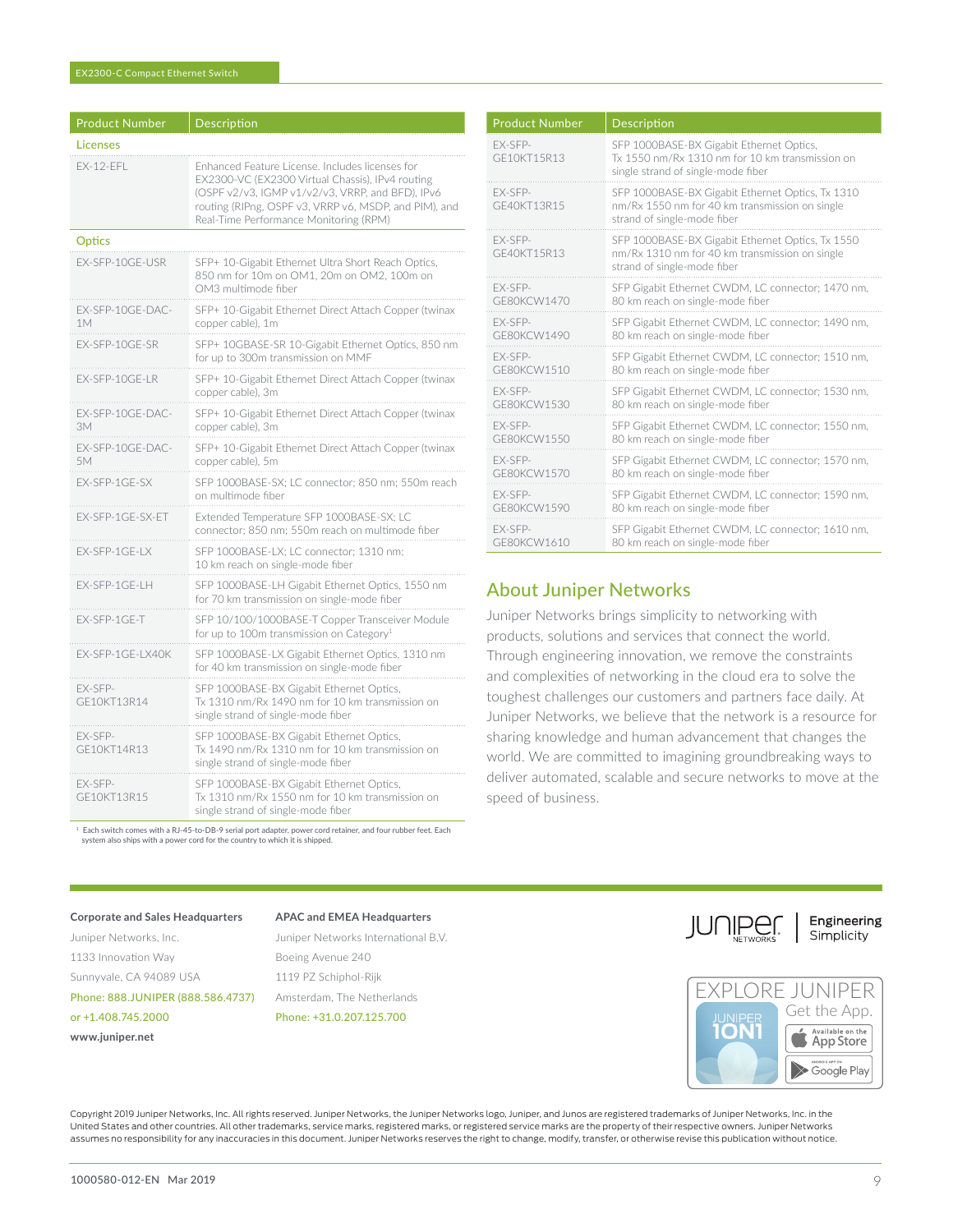| Product Number | Description |
| --- | --- |
| **Licenses** | |
| EX-12-EFL | Enhanced Feature License. Includes licenses for EX2300-VC (EX2300 Virtual Chassis), IPv4 routing (OSPF v2/v3, IGMP v1/v2/v3, VRRP, and BFD), IPv6 routing (RIPng, OSPF v3, VRRP v6, MSDP, and PIM), and Real-Time Performance Monitoring (RPM) |
| **Optics** | |
| EX-SFP-10GE-USR | SFP+ 10-Gigabit Ethernet Ultra Short Reach Optics, 850 nm for 10m on OM1, 20m on OM2, 100m on OM3 multimode fiber |
| EX-SFP-10GE-DAC-1M | SFP+ 10-Gigabit Ethernet Direct Attach Copper (twinax copper cable), 1m |
| EX-SFP-10GE-SR | SFP+ 10GBASE-SR 10-Gigabit Ethernet Optics, 850 nm for up to 300m transmission on MMF |
| EX-SFP-10GE-LR | SFP+ 10-Gigabit Ethernet Direct Attach Copper (twinax copper cable), 3m |
| EX-SFP-10GE-DAC-3M | SFP+ 10-Gigabit Ethernet Direct Attach Copper (twinax copper cable), 3m |
| EX-SFP-10GE-DAC-5M | SFP+ 10-Gigabit Ethernet Direct Attach Copper (twinax copper cable), 5m |
| EX-SFP-1GE-SX | SFP 1000BASE-SX; LC connector; 850 nm; 550m reach on multimode fiber |
| EX-SFP-1GE-SX-ET | Extended Temperature SFP 1000BASE-SX; LC connector; 850 nm; 550m reach on multimode fiber |
| EX-SFP-1GE-LX | SFP 1000BASE-LX; LC connector; 1310 nm; 10 km reach on single-mode fiber |
| EX-SFP-1GE-LH | SFP 1000BASE-LH Gigabit Ethernet Optics, 1550 nm for 70 km transmission on single-mode fiber |
| EX-SFP-1GE-T | SFP 10/100/1000BASE-T Copper Transceiver Module for up to 100m transmission on Category[1] |
| EX-SFP-1GE-LX40K | SFP 1000BASE-LX Gigabit Ethernet Optics, 1310 nm for 40 km transmission on single-mode fiber |
| EX-SFP-GE10KT13R14 | SFP 1000BASE-BX Gigabit Ethernet Optics, Tx 1310 nm/Rx 1490 nm for 10 km transmission on single strand of single-mode fiber |
| EX-SFP-GE10KT14R13 | SFP 1000BASE-BX Gigabit Ethernet Optics, Tx 1490 nm/Rx 1310 nm for 10 km transmission on single strand of single-mode fiber |
| EX-SFP-GE10KT13R15 | SFP 1000BASE-BX Gigabit Ethernet Optics, Tx 1310 nm/Rx 1550 nm for 10 km transmission on single strand of single-mode fiber |
| EX-SFP-GE10KT15R13 | SFP 1000BASE-BX Gigabit Ethernet Optics, Tx 1550 nm/Rx 1310 nm for 10 km transmission on single strand of single-mode fiber |
| EX-SFP-GE40KT13R15 | SFP 1000BASE-BX Gigabit Ethernet Optics, Tx 1310 nm/Rx 1550 nm for 40 km transmission on single strand of single-mode fiber |
| EX-SFP-GE40KT15R13 | SFP 1000BASE-BX Gigabit Ethernet Optics, Tx 1550 nm/Rx 1310 nm for 40 km transmission on single strand of single-mode fiber |
| EX-SFP-GE80KCW1470 | SFP Gigabit Ethernet CWDM, LC connector; 1470 nm, 80 km reach on single-mode fiber |
| EX-SFP-GE80KCW1490 | SFP Gigabit Ethernet CWDM, LC connector; 1490 nm, 80 km reach on single-mode fiber |
| EX-SFP-GE80KCW1510 | SFP Gigabit Ethernet CWDM, LC connector; 1510 nm, 80 km reach on single-mode fiber |
| EX-SFP-GE80KCW1530 | SFP Gigabit Ethernet CWDM, LC connector; 1530 nm, 80 km reach on single-mode fiber |
| EX-SFP-GE80KCW1550 | SFP Gigabit Ethernet CWDM, LC connector; 1550 nm, 80 km reach on single-mode fiber |
| EX-SFP-GE80KCW1570 | SFP Gigabit Ethernet CWDM, LC connector; 1570 nm, 80 km reach on single-mode fiber |
| EX-SFP-GE80KCW1590 | SFP Gigabit Ethernet CWDM, LC connector; 1590 nm, 80 km reach on single-mode fiber |
| EX-SFP-GE80KCW1610 | SFP Gigabit Ethernet CWDM, LC connector; 1610 nm, 80 km reach on single-mode fiber |

[1] Each switch comes with a RJ-45-to-DB-9 serial port adapter, power cord retainer, and four rubber feet. Each system also ships with a power cord for the country to which it is shipped.

## About Juniper Networks

Juniper Networks brings simplicity to networking with products, solutions and services that connect the world. Through engineering innovation, we remove the constraints and complexities of networking in the cloud era to solve the toughest challenges our customers and partners face daily. At Juniper Networks, we believe that the network is a resource for sharing knowledge and human advancement that changes the world. We are committed to imagining groundbreaking ways to deliver automated, scalable and secure networks to move at the speed of business.

**Corporate and Sales Headquarters**
Juniper Networks, Inc.
1133 Innovation Way
Sunnyvale, CA 94089 USA
Phone: 888.JUNIPER (888.586.4737)
or +1.408.745.2000
**www.juniper.net**

**APAC and EMEA Headquarters**
Juniper Networks International B.V.
Boeing Avenue 240
1119 PZ Schiphol-Rijk
Amsterdam, The Netherlands
Phone: +31.0.207.125.700

Engineering Simplicity

EXPLORE JUNIPER
Get the App.

Copyright 2019 Juniper Networks, Inc. All rights reserved. Juniper Networks, the Juniper Networks logo, Juniper, and Junos are registered trademarks of Juniper Networks, Inc. in the United States and other countries. All other trademarks, service marks, registered marks, or registered service marks are the property of their respective owners. Juniper Networks assumes no responsibility for any inaccuracies in this document. Juniper Networks reserves the right to change, modify, transfer, or otherwise revise this publication without notice.

1000580-012-EN Mar 2019